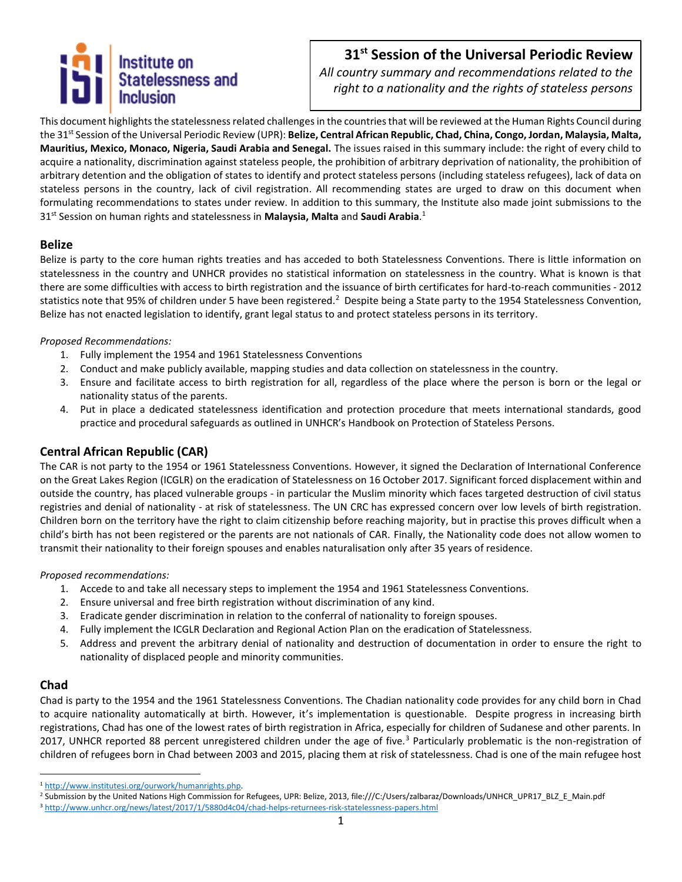Institute on Statelessness and Inclusion

# 31st Session of the Universal Periodic Review

*All country summary and recommendations related to the right to a nationality and the rights of stateless persons*

This document highlights the statelessness related challenges in the countries that will be reviewed at the Human Rights Council during the 31st Session of the Universal Periodic Review (UPR): **Belize, Central African Republic, Chad, China, Congo, Jordan, Malaysia, Malta, Mauritius, Mexico, Monaco, Nigeria, Saudi Arabia and Senegal.** The issues raised in this summary include: the right of every child to acquire a nationality, discrimination against stateless people, the prohibition of arbitrary deprivation of nationality, the prohibition of arbitrary detention and the obligation of states to identify and protect stateless persons (including stateless refugees), lack of data on stateless persons in the country, lack of civil registration. All recommending states are urged to draw on this document when formulating recommendations to states under review. In addition to this summary, the Institute also made joint submissions to the 31st Session on human rights and statelessness in **Malaysia, Malta** and **Saudi Arabia**.[1]

## Belize

Belize is party to the core human rights treaties and has acceded to both Statelessness Conventions. There is little information on statelessness in the country and UNHCR provides no statistical information on statelessness in the country. What is known is that there are some difficulties with access to birth registration and the issuance of birth certificates for hard-to-reach communities - 2012 statistics note that 95% of children under 5 have been registered.[2] Despite being a State party to the 1954 Statelessness Convention, Belize has not enacted legislation to identify, grant legal status to and protect stateless persons in its territory.

*Proposed Recommendations:*

1. Fully implement the 1954 and 1961 Statelessness Conventions
2. Conduct and make publicly available, mapping studies and data collection on statelessness in the country.
3. Ensure and facilitate access to birth registration for all, regardless of the place where the person is born or the legal or nationality status of the parents.
4. Put in place a dedicated statelessness identification and protection procedure that meets international standards, good practice and procedural safeguards as outlined in UNHCR's Handbook on Protection of Stateless Persons.

## Central African Republic (CAR)

The CAR is not party to the 1954 or 1961 Statelessness Conventions. However, it signed the Declaration of International Conference on the Great Lakes Region (ICGLR) on the eradication of Statelessness on 16 October 2017. Significant forced displacement within and outside the country, has placed vulnerable groups - in particular the Muslim minority which faces targeted destruction of civil status registries and denial of nationality - at risk of statelessness. The UN CRC has expressed concern over low levels of birth registration. Children born on the territory have the right to claim citizenship before reaching majority, but in practise this proves difficult when a child's birth has not been registered or the parents are not nationals of CAR. Finally, the Nationality code does not allow women to transmit their nationality to their foreign spouses and enables naturalisation only after 35 years of residence.

*Proposed recommendations:*

1. Accede to and take all necessary steps to implement the 1954 and 1961 Statelessness Conventions.
2. Ensure universal and free birth registration without discrimination of any kind.
3. Eradicate gender discrimination in relation to the conferral of nationality to foreign spouses.
4. Fully implement the ICGLR Declaration and Regional Action Plan on the eradication of Statelessness.
5. Address and prevent the arbitrary denial of nationality and destruction of documentation in order to ensure the right to nationality of displaced people and minority communities.

## Chad

Chad is party to the 1954 and the 1961 Statelessness Conventions. The Chadian nationality code provides for any child born in Chad to acquire nationality automatically at birth. However, it's implementation is questionable. Despite progress in increasing birth registrations, Chad has one of the lowest rates of birth registration in Africa, especially for children of Sudanese and other parents. In 2017, UNHCR reported 88 percent unregistered children under the age of five.[3] Particularly problematic is the non-registration of children of refugees born in Chad between 2003 and 2015, placing them at risk of statelessness. Chad is one of the main refugee host

---

[1] http://www.institutesi.org/ourwork/humanrights.php.

[2] Submission by the United Nations High Commission for Refugees, UPR: Belize, 2013, file:///C:/Users/zalbaraz/Downloads/UNHCR_UPR17_BLZ_E_Main.pdf

[3] http://www.unhcr.org/news/latest/2017/1/5880d4c04/chad-helps-returnees-risk-statelessness-papers.html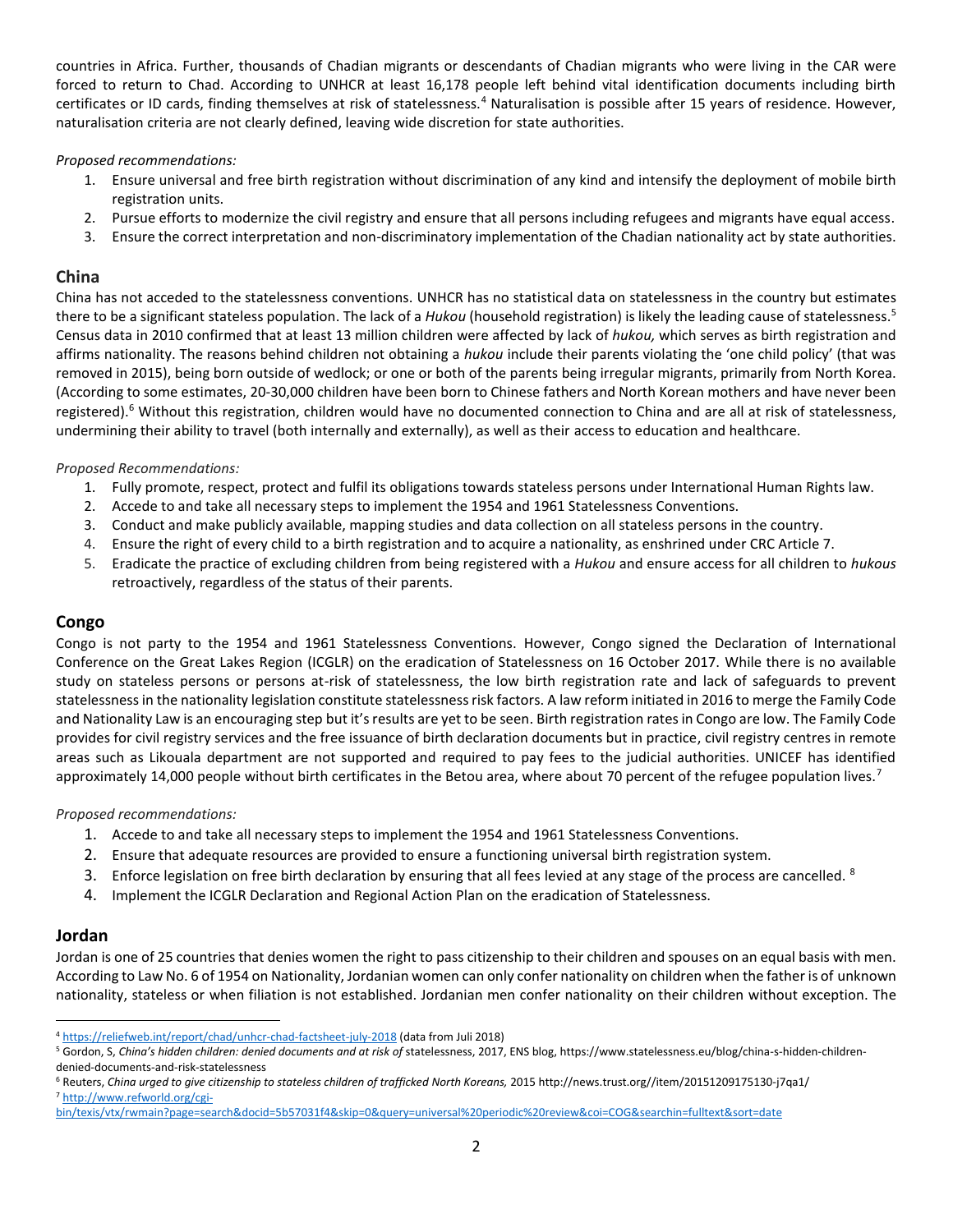countries in Africa. Further, thousands of Chadian migrants or descendants of Chadian migrants who were living in the CAR were forced to return to Chad. According to UNHCR at least 16,178 people left behind vital identification documents including birth certificates or ID cards, finding themselves at risk of statelessness.[4] Naturalisation is possible after 15 years of residence. However, naturalisation criteria are not clearly defined, leaving wide discretion for state authorities.

*Proposed recommendations:*

1. Ensure universal and free birth registration without discrimination of any kind and intensify the deployment of mobile birth registration units.
2. Pursue efforts to modernize the civil registry and ensure that all persons including refugees and migrants have equal access.
3. Ensure the correct interpretation and non-discriminatory implementation of the Chadian nationality act by state authorities.

## China

China has not acceded to the statelessness conventions. UNHCR has no statistical data on statelessness in the country but estimates there to be a significant stateless population. The lack of a *Hukou* (household registration) is likely the leading cause of statelessness.[5] Census data in 2010 confirmed that at least 13 million children were affected by lack of *hukou,* which serves as birth registration and affirms nationality. The reasons behind children not obtaining a *hukou* include their parents violating the 'one child policy' (that was removed in 2015), being born outside of wedlock; or one or both of the parents being irregular migrants, primarily from North Korea. (According to some estimates, 20-30,000 children have been born to Chinese fathers and North Korean mothers and have never been registered).[6] Without this registration, children would have no documented connection to China and are all at risk of statelessness, undermining their ability to travel (both internally and externally), as well as their access to education and healthcare.

*Proposed Recommendations:*

1. Fully promote, respect, protect and fulfil its obligations towards stateless persons under International Human Rights law.
2. Accede to and take all necessary steps to implement the 1954 and 1961 Statelessness Conventions.
3. Conduct and make publicly available, mapping studies and data collection on all stateless persons in the country.
4. Ensure the right of every child to a birth registration and to acquire a nationality, as enshrined under CRC Article 7.
5. Eradicate the practice of excluding children from being registered with a *Hukou* and ensure access for all children to *hukous* retroactively, regardless of the status of their parents.

## Congo

Congo is not party to the 1954 and 1961 Statelessness Conventions. However, Congo signed the Declaration of International Conference on the Great Lakes Region (ICGLR) on the eradication of Statelessness on 16 October 2017. While there is no available study on stateless persons or persons at-risk of statelessness, the low birth registration rate and lack of safeguards to prevent statelessness in the nationality legislation constitute statelessness risk factors. A law reform initiated in 2016 to merge the Family Code and Nationality Law is an encouraging step but it's results are yet to be seen. Birth registration rates in Congo are low. The Family Code provides for civil registry services and the free issuance of birth declaration documents but in practice, civil registry centres in remote areas such as Likouala department are not supported and required to pay fees to the judicial authorities. UNICEF has identified approximately 14,000 people without birth certificates in the Betou area, where about 70 percent of the refugee population lives.[7]

*Proposed recommendations:*

1. Accede to and take all necessary steps to implement the 1954 and 1961 Statelessness Conventions.
2. Ensure that adequate resources are provided to ensure a functioning universal birth registration system.
3. Enforce legislation on free birth declaration by ensuring that all fees levied at any stage of the process are cancelled. [8]
4. Implement the ICGLR Declaration and Regional Action Plan on the eradication of Statelessness.

## Jordan

Jordan is one of 25 countries that denies women the right to pass citizenship to their children and spouses on an equal basis with men. According to Law No. 6 of 1954 on Nationality, Jordanian women can only confer nationality on children when the father is of unknown nationality, stateless or when filiation is not established. Jordanian men confer nationality on their children without exception. The

---

[4] https://reliefweb.int/report/chad/unhcr-chad-factsheet-july-2018 (data from Juli 2018)

[5] Gordon, S, *China's hidden children: denied documents and at risk of* statelessness, 2017, ENS blog, https://www.statelessness.eu/blog/china-s-hidden-children-denied-documents-and-risk-statelessness

[6] Reuters, *China urged to give citizenship to stateless children of trafficked North Koreans,* 2015 http://news.trust.org//item/20151209175130-j7qa1/

[7] http://www.refworld.org/cgi-bin/texis/vtx/rwmain?page=search&docid=5b57031f4&skip=0&query=universal%20periodic%20review&coi=COG&searchin=fulltext&sort=date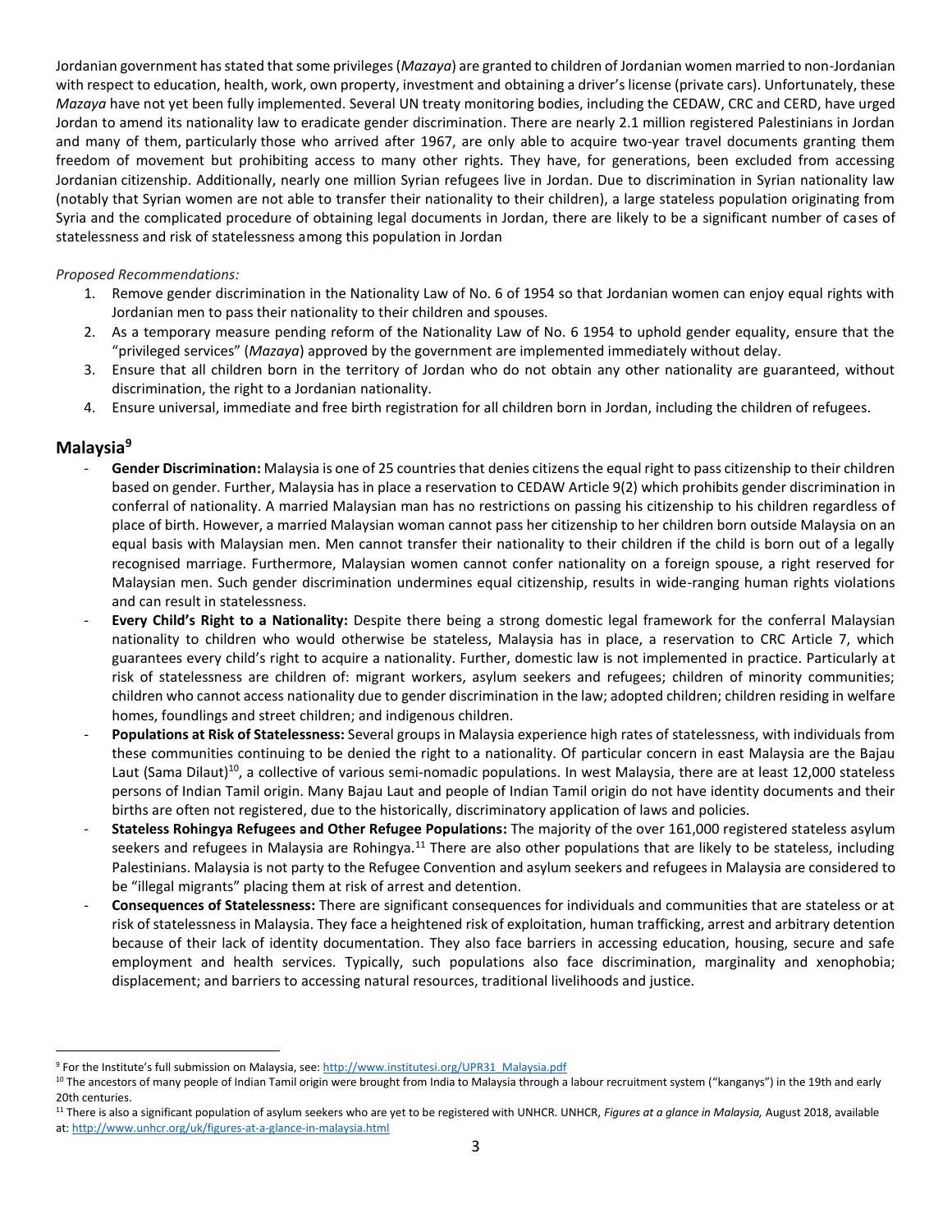Jordanian government has stated that some privileges (*Mazaya*) are granted to children of Jordanian women married to non-Jordanian with respect to education, health, work, own property, investment and obtaining a driver's license (private cars). Unfortunately, these *Mazaya* have not yet been fully implemented. Several UN treaty monitoring bodies, including the CEDAW, CRC and CERD, have urged Jordan to amend its nationality law to eradicate gender discrimination. There are nearly 2.1 million registered Palestinians in Jordan and many of them, particularly those who arrived after 1967, are only able to acquire two-year travel documents granting them freedom of movement but prohibiting access to many other rights. They have, for generations, been excluded from accessing Jordanian citizenship. Additionally, nearly one million Syrian refugees live in Jordan. Due to discrimination in Syrian nationality law (notably that Syrian women are not able to transfer their nationality to their children), a large stateless population originating from Syria and the complicated procedure of obtaining legal documents in Jordan, there are likely to be a significant number of cases of statelessness and risk of statelessness among this population in Jordan

*Proposed Recommendations:*

1. Remove gender discrimination in the Nationality Law of No. 6 of 1954 so that Jordanian women can enjoy equal rights with Jordanian men to pass their nationality to their children and spouses.
2. As a temporary measure pending reform of the Nationality Law of No. 6 1954 to uphold gender equality, ensure that the "privileged services" (*Mazaya*) approved by the government are implemented immediately without delay.
3. Ensure that all children born in the territory of Jordan who do not obtain any other nationality are guaranteed, without discrimination, the right to a Jordanian nationality.
4. Ensure universal, immediate and free birth registration for all children born in Jordan, including the children of refugees.

## Malaysia[9]

- **Gender Discrimination:** Malaysia is one of 25 countries that denies citizens the equal right to pass citizenship to their children based on gender. Further, Malaysia has in place a reservation to CEDAW Article 9(2) which prohibits gender discrimination in conferral of nationality. A married Malaysian man has no restrictions on passing his citizenship to his children regardless of place of birth. However, a married Malaysian woman cannot pass her citizenship to her children born outside Malaysia on an equal basis with Malaysian men. Men cannot transfer their nationality to their children if the child is born out of a legally recognised marriage. Furthermore, Malaysian women cannot confer nationality on a foreign spouse, a right reserved for Malaysian men. Such gender discrimination undermines equal citizenship, results in wide-ranging human rights violations and can result in statelessness.
- **Every Child's Right to a Nationality:** Despite there being a strong domestic legal framework for the conferral Malaysian nationality to children who would otherwise be stateless, Malaysia has in place, a reservation to CRC Article 7, which guarantees every child's right to acquire a nationality. Further, domestic law is not implemented in practice. Particularly at risk of statelessness are children of: migrant workers, asylum seekers and refugees; children of minority communities; children who cannot access nationality due to gender discrimination in the law; adopted children; children residing in welfare homes, foundlings and street children; and indigenous children.
- **Populations at Risk of Statelessness:** Several groups in Malaysia experience high rates of statelessness, with individuals from these communities continuing to be denied the right to a nationality. Of particular concern in east Malaysia are the Bajau Laut (Sama Dilaut)[10], a collective of various semi-nomadic populations. In west Malaysia, there are at least 12,000 stateless persons of Indian Tamil origin. Many Bajau Laut and people of Indian Tamil origin do not have identity documents and their births are often not registered, due to the historically, discriminatory application of laws and policies.
- **Stateless Rohingya Refugees and Other Refugee Populations:** The majority of the over 161,000 registered stateless asylum seekers and refugees in Malaysia are Rohingya.[11] There are also other populations that are likely to be stateless, including Palestinians. Malaysia is not party to the Refugee Convention and asylum seekers and refugees in Malaysia are considered to be "illegal migrants" placing them at risk of arrest and detention.
- **Consequences of Statelessness:** There are significant consequences for individuals and communities that are stateless or at risk of statelessness in Malaysia. They face a heightened risk of exploitation, human trafficking, arrest and arbitrary detention because of their lack of identity documentation. They also face barriers in accessing education, housing, secure and safe employment and health services. Typically, such populations also face discrimination, marginality and xenophobia; displacement; and barriers to accessing natural resources, traditional livelihoods and justice.

---

[9] For the Institute's full submission on Malaysia, see: http://www.institutesi.org/UPR31_Malaysia.pdf

[10] The ancestors of many people of Indian Tamil origin were brought from India to Malaysia through a labour recruitment system ("kanganys") in the 19th and early 20th centuries.

[11] There is also a significant population of asylum seekers who are yet to be registered with UNHCR. UNHCR, *Figures at a glance in Malaysia,* August 2018, available at: http://www.unhcr.org/uk/figures-at-a-glance-in-malaysia.html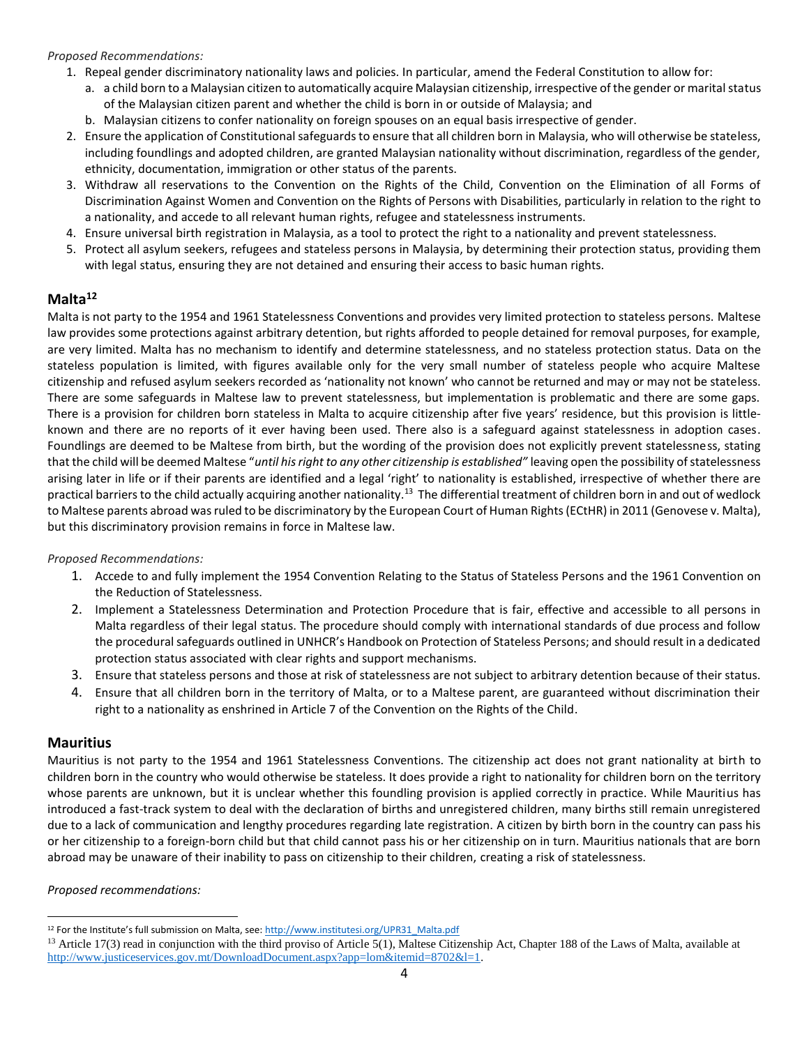*Proposed Recommendations:*

1. Repeal gender discriminatory nationality laws and policies. In particular, amend the Federal Constitution to allow for:
   a. a child born to a Malaysian citizen to automatically acquire Malaysian citizenship, irrespective of the gender or marital status of the Malaysian citizen parent and whether the child is born in or outside of Malaysia; and
   b. Malaysian citizens to confer nationality on foreign spouses on an equal basis irrespective of gender.
2. Ensure the application of Constitutional safeguards to ensure that all children born in Malaysia, who will otherwise be stateless, including foundlings and adopted children, are granted Malaysian nationality without discrimination, regardless of the gender, ethnicity, documentation, immigration or other status of the parents.
3. Withdraw all reservations to the Convention on the Rights of the Child, Convention on the Elimination of all Forms of Discrimination Against Women and Convention on the Rights of Persons with Disabilities, particularly in relation to the right to a nationality, and accede to all relevant human rights, refugee and statelessness instruments.
4. Ensure universal birth registration in Malaysia, as a tool to protect the right to a nationality and prevent statelessness.
5. Protect all asylum seekers, refugees and stateless persons in Malaysia, by determining their protection status, providing them with legal status, ensuring they are not detained and ensuring their access to basic human rights.

## Malta[12]

Malta is not party to the 1954 and 1961 Statelessness Conventions and provides very limited protection to stateless persons. Maltese law provides some protections against arbitrary detention, but rights afforded to people detained for removal purposes, for example, are very limited. Malta has no mechanism to identify and determine statelessness, and no stateless protection status. Data on the stateless population is limited, with figures available only for the very small number of stateless people who acquire Maltese citizenship and refused asylum seekers recorded as 'nationality not known' who cannot be returned and may or may not be stateless. There are some safeguards in Maltese law to prevent statelessness, but implementation is problematic and there are some gaps. There is a provision for children born stateless in Malta to acquire citizenship after five years' residence, but this provision is little-known and there are no reports of it ever having been used. There also is a safeguard against statelessness in adoption cases. Foundlings are deemed to be Maltese from birth, but the wording of the provision does not explicitly prevent statelessness, stating that the child will be deemed Maltese "*until his right to any other citizenship is established"* leaving open the possibility of statelessness arising later in life or if their parents are identified and a legal 'right' to nationality is established, irrespective of whether there are practical barriers to the child actually acquiring another nationality.[13] The differential treatment of children born in and out of wedlock to Maltese parents abroad was ruled to be discriminatory by the European Court of Human Rights (ECtHR) in 2011 (Genovese v. Malta), but this discriminatory provision remains in force in Maltese law.

*Proposed Recommendations:*

1. Accede to and fully implement the 1954 Convention Relating to the Status of Stateless Persons and the 1961 Convention on the Reduction of Statelessness.
2. Implement a Statelessness Determination and Protection Procedure that is fair, effective and accessible to all persons in Malta regardless of their legal status. The procedure should comply with international standards of due process and follow the procedural safeguards outlined in UNHCR's Handbook on Protection of Stateless Persons; and should result in a dedicated protection status associated with clear rights and support mechanisms.
3. Ensure that stateless persons and those at risk of statelessness are not subject to arbitrary detention because of their status.
4. Ensure that all children born in the territory of Malta, or to a Maltese parent, are guaranteed without discrimination their right to a nationality as enshrined in Article 7 of the Convention on the Rights of the Child.

## Mauritius

Mauritius is not party to the 1954 and 1961 Statelessness Conventions. The citizenship act does not grant nationality at birth to children born in the country who would otherwise be stateless. It does provide a right to nationality for children born on the territory whose parents are unknown, but it is unclear whether this foundling provision is applied correctly in practice. While Mauritius has introduced a fast-track system to deal with the declaration of births and unregistered children, many births still remain unregistered due to a lack of communication and lengthy procedures regarding late registration. A citizen by birth born in the country can pass his or her citizenship to a foreign-born child but that child cannot pass his or her citizenship on in turn. Mauritius nationals that are born abroad may be unaware of their inability to pass on citizenship to their children, creating a risk of statelessness.

*Proposed recommendations:*

---

[12] For the Institute's full submission on Malta, see: http://www.institutesi.org/UPR31_Malta.pdf

[13] Article 17(3) read in conjunction with the third proviso of Article 5(1), Maltese Citizenship Act, Chapter 188 of the Laws of Malta, available at http://www.justiceservices.gov.mt/DownloadDocument.aspx?app=lom&itemid=8702&l=1.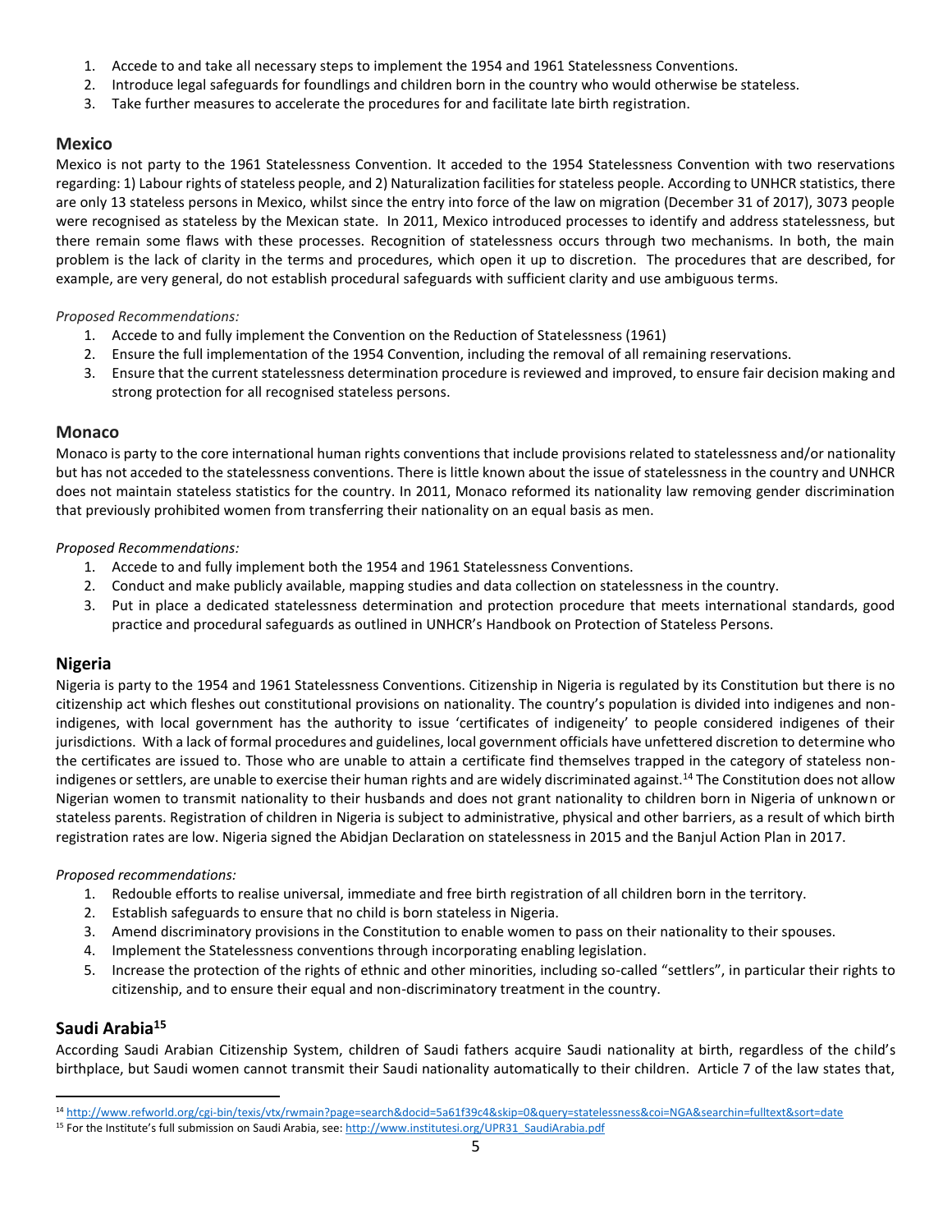1. Accede to and take all necessary steps to implement the 1954 and 1961 Statelessness Conventions.
2. Introduce legal safeguards for foundlings and children born in the country who would otherwise be stateless.
3. Take further measures to accelerate the procedures for and facilitate late birth registration.

## Mexico

Mexico is not party to the 1961 Statelessness Convention. It acceded to the 1954 Statelessness Convention with two reservations regarding: 1) Labour rights of stateless people, and 2) Naturalization facilities for stateless people. According to UNHCR statistics, there are only 13 stateless persons in Mexico, whilst since the entry into force of the law on migration (December 31 of 2017), 3073 people were recognised as stateless by the Mexican state. In 2011, Mexico introduced processes to identify and address statelessness, but there remain some flaws with these processes. Recognition of statelessness occurs through two mechanisms. In both, the main problem is the lack of clarity in the terms and procedures, which open it up to discretion. The procedures that are described, for example, are very general, do not establish procedural safeguards with sufficient clarity and use ambiguous terms.

*Proposed Recommendations:*

1. Accede to and fully implement the Convention on the Reduction of Statelessness (1961)
2. Ensure the full implementation of the 1954 Convention, including the removal of all remaining reservations.
3. Ensure that the current statelessness determination procedure is reviewed and improved, to ensure fair decision making and strong protection for all recognised stateless persons.

## Monaco

Monaco is party to the core international human rights conventions that include provisions related to statelessness and/or nationality but has not acceded to the statelessness conventions. There is little known about the issue of statelessness in the country and UNHCR does not maintain stateless statistics for the country. In 2011, Monaco reformed its nationality law removing gender discrimination that previously prohibited women from transferring their nationality on an equal basis as men.

*Proposed Recommendations:*

1. Accede to and fully implement both the 1954 and 1961 Statelessness Conventions.
2. Conduct and make publicly available, mapping studies and data collection on statelessness in the country.
3. Put in place a dedicated statelessness determination and protection procedure that meets international standards, good practice and procedural safeguards as outlined in UNHCR's Handbook on Protection of Stateless Persons.

## Nigeria

Nigeria is party to the 1954 and 1961 Statelessness Conventions. Citizenship in Nigeria is regulated by its Constitution but there is no citizenship act which fleshes out constitutional provisions on nationality. The country's population is divided into indigenes and non-indigenes, with local government has the authority to issue 'certificates of indigeneity' to people considered indigenes of their jurisdictions. With a lack of formal procedures and guidelines, local government officials have unfettered discretion to determine who the certificates are issued to. Those who are unable to attain a certificate find themselves trapped in the category of stateless non-indigenes or settlers, are unable to exercise their human rights and are widely discriminated against.[14] The Constitution does not allow Nigerian women to transmit nationality to their husbands and does not grant nationality to children born in Nigeria of unknown or stateless parents. Registration of children in Nigeria is subject to administrative, physical and other barriers, as a result of which birth registration rates are low. Nigeria signed the Abidjan Declaration on statelessness in 2015 and the Banjul Action Plan in 2017.

*Proposed recommendations:*

1. Redouble efforts to realise universal, immediate and free birth registration of all children born in the territory.
2. Establish safeguards to ensure that no child is born stateless in Nigeria.
3. Amend discriminatory provisions in the Constitution to enable women to pass on their nationality to their spouses.
4. Implement the Statelessness conventions through incorporating enabling legislation.
5. Increase the protection of the rights of ethnic and other minorities, including so-called "settlers", in particular their rights to citizenship, and to ensure their equal and non-discriminatory treatment in the country.

## Saudi Arabia[15]

According Saudi Arabian Citizenship System, children of Saudi fathers acquire Saudi nationality at birth, regardless of the child's birthplace, but Saudi women cannot transmit their Saudi nationality automatically to their children. Article 7 of the law states that,

---

[14] http://www.refworld.org/cgi-bin/texis/vtx/rwmain?page=search&docid=5a61f39c4&skip=0&query=statelessness&coi=NGA&searchin=fulltext&sort=date

[15] For the Institute's full submission on Saudi Arabia, see: http://www.institutesi.org/UPR31_SaudiArabia.pdf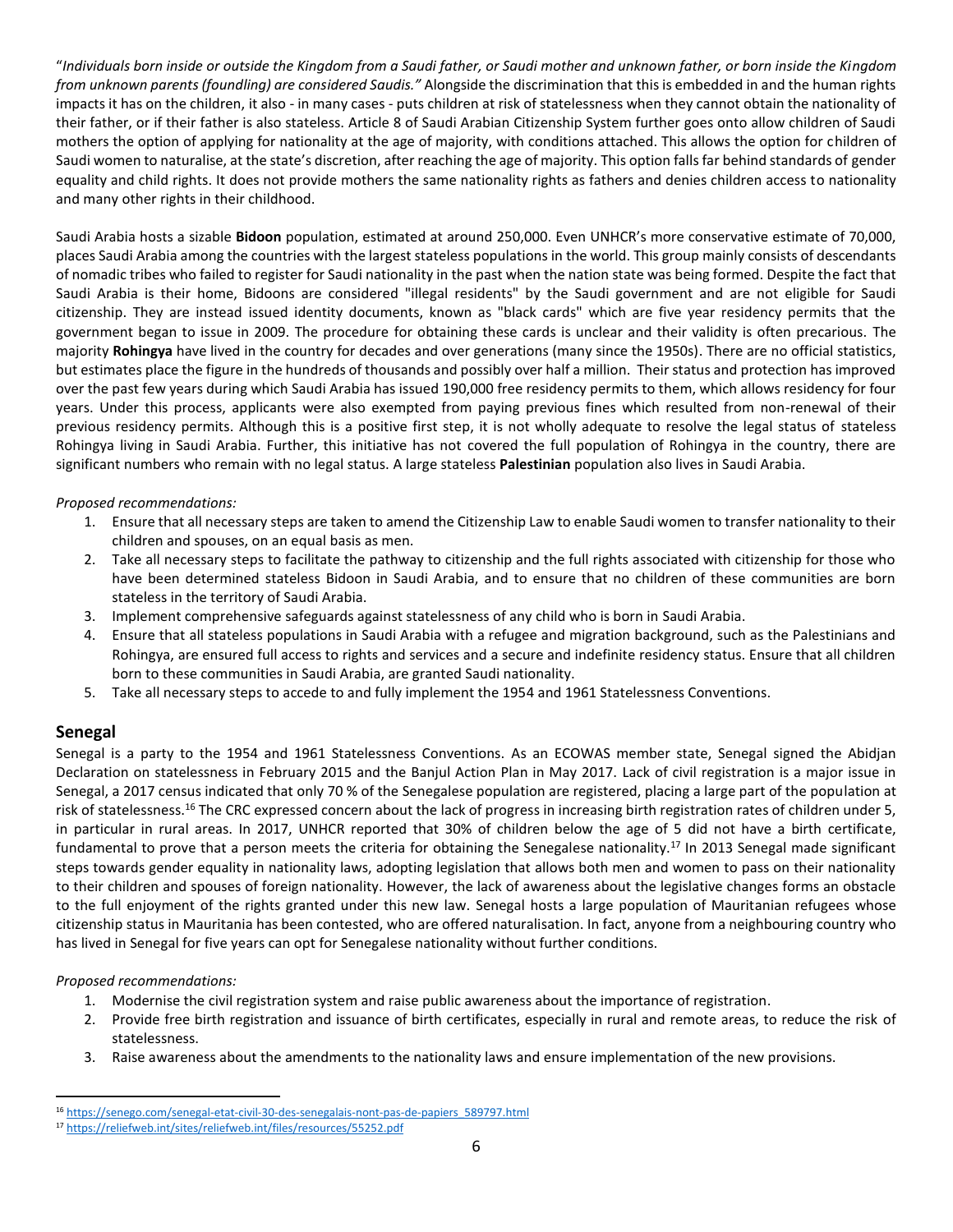"*Individuals born inside or outside the Kingdom from a Saudi father, or Saudi mother and unknown father, or born inside the Kingdom from unknown parents (foundling) are considered Saudis."* Alongside the discrimination that this is embedded in and the human rights impacts it has on the children, it also - in many cases - puts children at risk of statelessness when they cannot obtain the nationality of their father, or if their father is also stateless. Article 8 of Saudi Arabian Citizenship System further goes onto allow children of Saudi mothers the option of applying for nationality at the age of majority, with conditions attached. This allows the option for children of Saudi women to naturalise, at the state's discretion, after reaching the age of majority. This option falls far behind standards of gender equality and child rights. It does not provide mothers the same nationality rights as fathers and denies children access to nationality and many other rights in their childhood.

Saudi Arabia hosts a sizable **Bidoon** population, estimated at around 250,000. Even UNHCR's more conservative estimate of 70,000, places Saudi Arabia among the countries with the largest stateless populations in the world. This group mainly consists of descendants of nomadic tribes who failed to register for Saudi nationality in the past when the nation state was being formed. Despite the fact that Saudi Arabia is their home, Bidoons are considered "illegal residents" by the Saudi government and are not eligible for Saudi citizenship. They are instead issued identity documents, known as "black cards" which are five year residency permits that the government began to issue in 2009. The procedure for obtaining these cards is unclear and their validity is often precarious. The majority **Rohingya** have lived in the country for decades and over generations (many since the 1950s). There are no official statistics, but estimates place the figure in the hundreds of thousands and possibly over half a million. Their status and protection has improved over the past few years during which Saudi Arabia has issued 190,000 free residency permits to them, which allows residency for four years. Under this process, applicants were also exempted from paying previous fines which resulted from non-renewal of their previous residency permits. Although this is a positive first step, it is not wholly adequate to resolve the legal status of stateless Rohingya living in Saudi Arabia. Further, this initiative has not covered the full population of Rohingya in the country, there are significant numbers who remain with no legal status. A large stateless **Palestinian** population also lives in Saudi Arabia.

*Proposed recommendations:*

1. Ensure that all necessary steps are taken to amend the Citizenship Law to enable Saudi women to transfer nationality to their children and spouses, on an equal basis as men.
2. Take all necessary steps to facilitate the pathway to citizenship and the full rights associated with citizenship for those who have been determined stateless Bidoon in Saudi Arabia, and to ensure that no children of these communities are born stateless in the territory of Saudi Arabia.
3. Implement comprehensive safeguards against statelessness of any child who is born in Saudi Arabia.
4. Ensure that all stateless populations in Saudi Arabia with a refugee and migration background, such as the Palestinians and Rohingya, are ensured full access to rights and services and a secure and indefinite residency status. Ensure that all children born to these communities in Saudi Arabia, are granted Saudi nationality.
5. Take all necessary steps to accede to and fully implement the 1954 and 1961 Statelessness Conventions.

## Senegal

Senegal is a party to the 1954 and 1961 Statelessness Conventions. As an ECOWAS member state, Senegal signed the Abidjan Declaration on statelessness in February 2015 and the Banjul Action Plan in May 2017. Lack of civil registration is a major issue in Senegal, a 2017 census indicated that only 70 % of the Senegalese population are registered, placing a large part of the population at risk of statelessness.[16] The CRC expressed concern about the lack of progress in increasing birth registration rates of children under 5, in particular in rural areas. In 2017, UNHCR reported that 30% of children below the age of 5 did not have a birth certificate, fundamental to prove that a person meets the criteria for obtaining the Senegalese nationality.[17] In 2013 Senegal made significant steps towards gender equality in nationality laws, adopting legislation that allows both men and women to pass on their nationality to their children and spouses of foreign nationality. However, the lack of awareness about the legislative changes forms an obstacle to the full enjoyment of the rights granted under this new law. Senegal hosts a large population of Mauritanian refugees whose citizenship status in Mauritania has been contested, who are offered naturalisation. In fact, anyone from a neighbouring country who has lived in Senegal for five years can opt for Senegalese nationality without further conditions.

*Proposed recommendations:*

1. Modernise the civil registration system and raise public awareness about the importance of registration.
2. Provide free birth registration and issuance of birth certificates, especially in rural and remote areas, to reduce the risk of statelessness.
3. Raise awareness about the amendments to the nationality laws and ensure implementation of the new provisions.

---

[16] https://senego.com/senegal-etat-civil-30-des-senegalais-nont-pas-de-papiers_589797.html

[17] https://reliefweb.int/sites/reliefweb.int/files/resources/55252.pdf